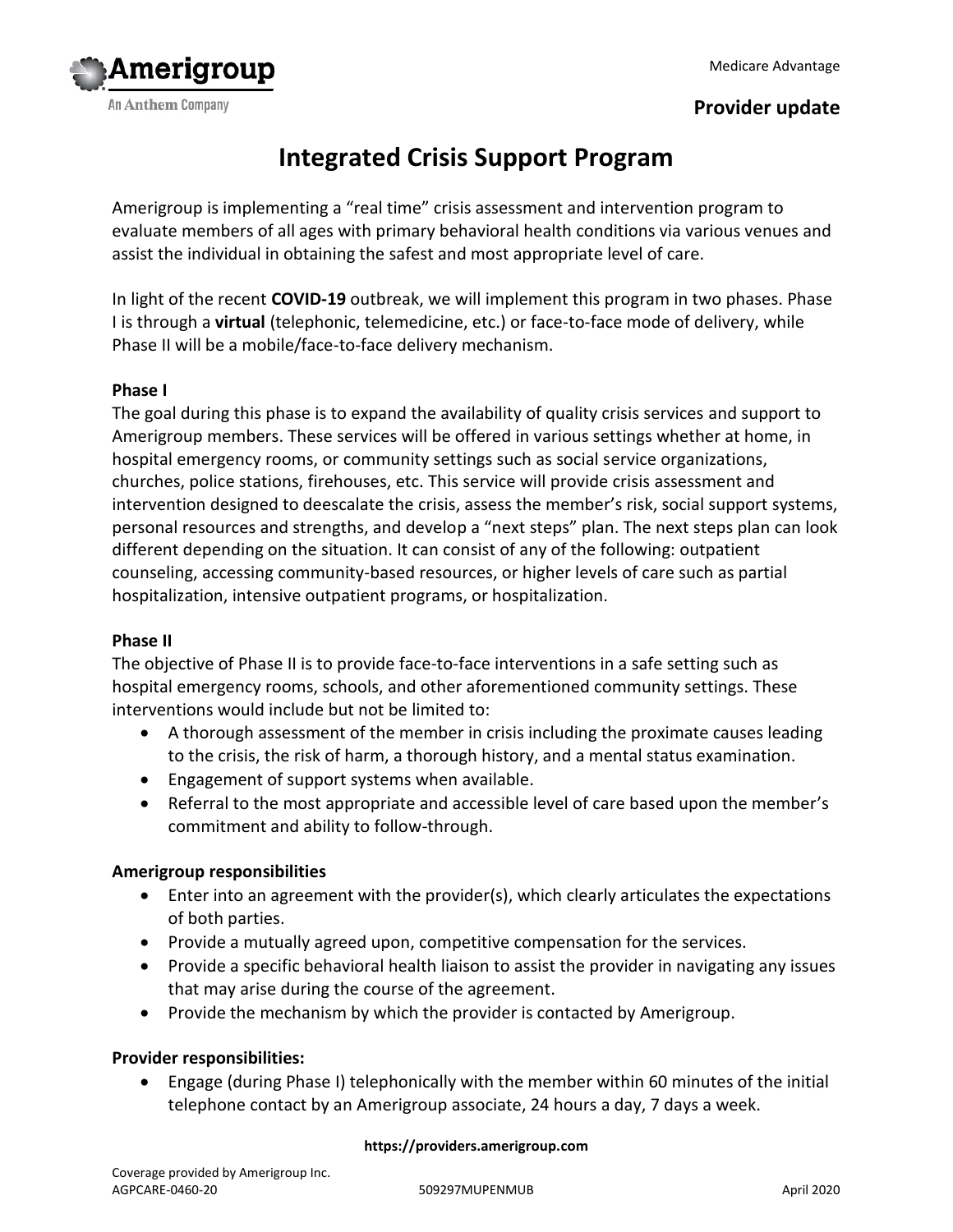Medicare Advantage

**Provider update**

# Integrated Crisis Support Program

Amerigroup is implementing a "real time" crisis assessment and intervention program to evaluate members of all ages with primary behavioral health conditions via various venues and assist the individual in obtaining the safest and most appropriate level of care.

In light of the recent **COVID-19** outbreak, we will implement this program in two phases. Phase I is through a **virtual** (telephonic, telemedicine, etc.) or face-to-face mode of delivery, while Phase II will be a mobile/face-to-face delivery mechanism.

**Phase I**

The goal during this phase is to expand the availability of quality crisis services and support to Amerigroup members. These services will be offered in various settings whether at home, in hospital emergency rooms, or community settings such as social service organizations, churches, police stations, firehouses, etc. This service will provide crisis assessment and intervention designed to deescalate the crisis, assess the member's risk, social support systems, personal resources and strengths, and develop a "next steps" plan. The next steps plan can look different depending on the situation. It can consist of any of the following: outpatient counseling, accessing community-based resources, or higher levels of care such as partial hospitalization, intensive outpatient programs, or hospitalization.

**Phase II**

The objective of Phase II is to provide face-to-face interventions in a safe setting such as hospital emergency rooms, schools, and other aforementioned community settings. These interventions would include but not be limited to:

- A thorough assessment of the member in crisis including the proximate causes leading to the crisis, the risk of harm, a thorough history, and a mental status examination.
- Engagement of support systems when available.
- Referral to the most appropriate and accessible level of care based upon the member's commitment and ability to follow-through.

**Amerigroup responsibilities**

- Enter into an agreement with the provider(s), which clearly articulates the expectations of both parties.
- Provide a mutually agreed upon, competitive compensation for the services.
- Provide a specific behavioral health liaison to assist the provider in navigating any issues that may arise during the course of the agreement.
- Provide the mechanism by which the provider is contacted by Amerigroup.

**Provider responsibilities:**

- Engage (during Phase I) telephonically with the member within 60 minutes of the initial telephone contact by an Amerigroup associate, 24 hours a day, 7 days a week.

**https://providers.amerigroup.com**

Coverage provided by Amerigroup Inc.
AGPCARE-0460-20 509297MUPENMUB April 2020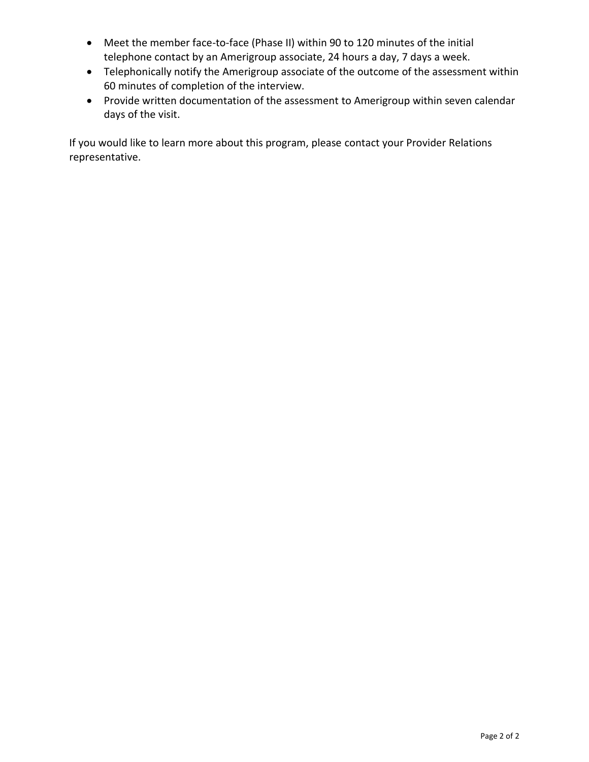- Meet the member face-to-face (Phase II) within 90 to 120 minutes of the initial telephone contact by an Amerigroup associate, 24 hours a day, 7 days a week.
- Telephonically notify the Amerigroup associate of the outcome of the assessment within 60 minutes of completion of the interview.
- Provide written documentation of the assessment to Amerigroup within seven calendar days of the visit.

If you would like to learn more about this program, please contact your Provider Relations representative.